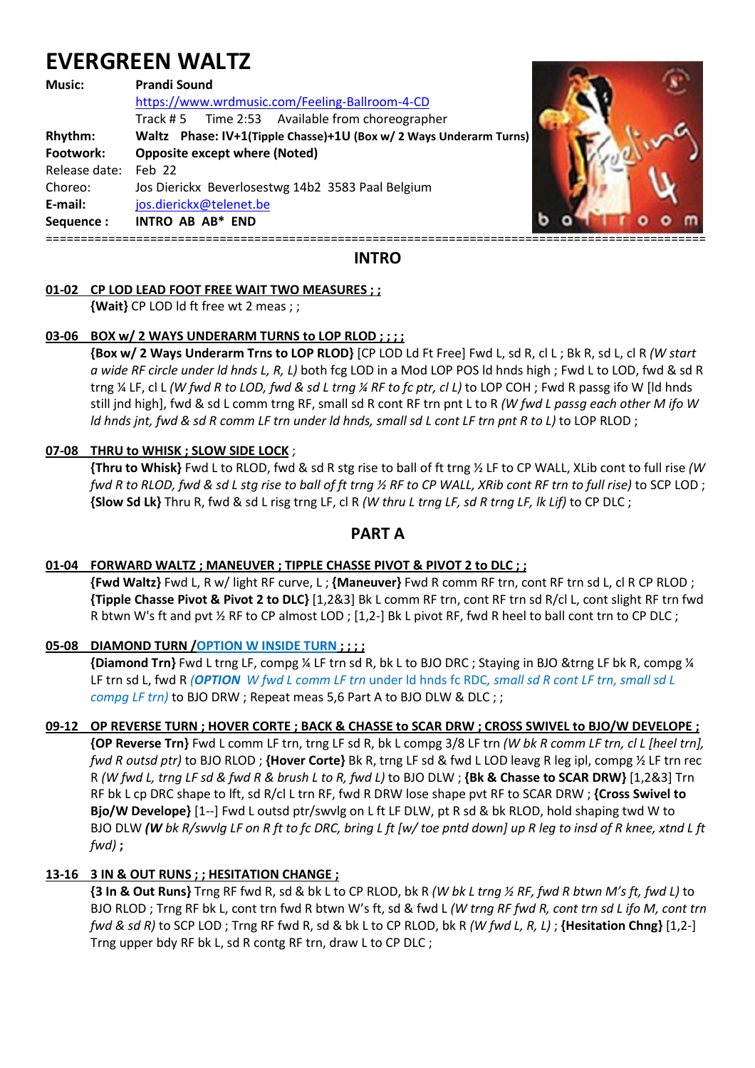# EVERGREEN WALTZ

**Music:** **Prandi Sound**
https://www.wrdmusic.com/Feeling-Ballroom-4-CD
Track # 5 Time 2:53 Available from choreographer
**Rhythm:** **Waltz Phase: IV+1(Tipple Chasse)+1U (Box w/ 2 Ways Underarm Turns)**
**Footwork:** **Opposite except where (Noted)**
Release date: Feb 22
Choreo: Jos Dierickx Beverlosestwg 14b2 3583 Paal Belgium
**E-mail:** jos.dierickx@telenet.be
**Sequence :** **INTRO AB AB* END**

==========================================================================================

## INTRO

**01-02 CP LOD LEAD FOOT FREE WAIT TWO MEASURES ; ;**
**{Wait}** CP LOD ld ft free wt 2 meas ; ;

**03-06 BOX w/ 2 WAYS UNDERARM TURNS to LOP RLOD ; ; ; ;**
**{Box w/ 2 Ways Underarm Trns to LOP RLOD}** [CP LOD Ld Ft Free] Fwd L, sd R, cl L ; Bk R, sd L, cl R *(W start a wide RF circle under ld hnds L, R, L)* both fcg LOD in a Mod LOP POS ld hnds high ; Fwd L to LOD, fwd & sd R trng ¼ LF, cl L *(W fwd R to LOD, fwd & sd L trng ¼ RF to fc ptr, cl L)* to LOP COH ; Fwd R passg ifo W [ld hnds still jnd high], fwd & sd L comm trng RF, small sd R cont RF trn pnt L to R *(W fwd L passg each other M ifo W ld hnds jnt, fwd & sd R comm LF trn under ld hnds, small sd L cont LF trn pnt R to L)* to LOP RLOD ;

**07-08 THRU to WHISK ; SLOW SIDE LOCK ;**
**{Thru to Whisk}** Fwd L to RLOD, fwd & sd R stg rise to ball of ft trng ½ LF to CP WALL, XLib cont to full rise *(W fwd R to RLOD, fwd & sd L stg rise to ball of ft trng ½ RF to CP WALL, XRib cont RF trn to full rise)* to SCP LOD ; **{Slow Sd Lk}** Thru R, fwd & sd L risg trng LF, cl R *(W thru L trng LF, sd R trng LF, lk Lif)* to CP DLC ;

## PART A

**01-04 FORWARD WALTZ ; MANEUVER ; TIPPLE CHASSE PIVOT & PIVOT 2 to DLC ; ;**
**{Fwd Waltz}** Fwd L, R w/ light RF curve, L ; **{Maneuver}** Fwd R comm RF trn, cont RF trn sd L, cl R CP RLOD ; **{Tipple Chasse Pivot & Pivot 2 to DLC}** [1,2&3] Bk L comm RF trn, cont RF trn sd R/cl L, cont slight RF trn fwd R btwn W's ft and pvt ½ RF to CP almost LOD ; [1,2-] Bk L pivot RF, fwd R heel to ball cont trn to CP DLC ;

**05-08 DIAMOND TURN /OPTION W INSIDE TURN ; ; ; ;**
**{Diamond Trn}** Fwd L trng LF, compg ¼ LF trn sd R, bk L to BJO DRC ; Staying in BJO &trng LF bk R, compg ¼ LF trn sd L, fwd R *(**OPTION** W fwd L comm LF trn under ld hnds fc RDC, small sd R cont LF trn, small sd L compg LF trn)* to BJO DRW ; Repeat meas 5,6 Part A to BJO DLW & DLC ; ;

**09-12 OP REVERSE TURN ; HOVER CORTE ; BACK & CHASSE to SCAR DRW ; CROSS SWIVEL to BJO/W DEVELOPE ;**
**{OP Reverse Trn}** Fwd L comm LF trn, trng LF sd R, bk L compg 3/8 LF trn *(W bk R comm LF trn, cl L [heel trn], fwd R outsd ptr)* to BJO RLOD ; **{Hover Corte}** Bk R, trng LF sd & fwd L LOD leavg R leg ipl, compg ½ LF trn rec R *(W fwd L, trng LF sd & fwd R & brush L to R, fwd L)* to BJO DLW ; **{Bk & Chasse to SCAR DRW}** [1,2&3] Trn RF bk L cp DRC shape to lft, sd R/cl L trn RF, fwd R DRW lose shape pvt RF to SCAR DRW ; **{Cross Swivel to Bjo/W Develope}** [1--] Fwd L outsd ptr/swvlg on L ft LF DLW, pt R sd & bk RLOD, hold shaping twd W to BJO DLW ***(W** bk R/swvlg LF on R ft to fc DRC, bring L ft [w/ toe pntd down] up R leg to insd of R knee, xtnd L ft fwd)* **;**

**13-16 3 IN & OUT RUNS ; ; HESITATION CHANGE ;**
**{3 In & Out Runs}** Trng RF fwd R, sd & bk L to CP RLOD, bk R *(W bk L trng ½ RF, fwd R btwn M's ft, fwd L)* to BJO RLOD ; Trng RF bk L, cont trn fwd R btwn W's ft, sd & fwd L *(W trng RF fwd R, cont trn sd L ifo M, cont trn fwd & sd R)* to SCP LOD ; Trng RF fwd R, sd & bk L to CP RLOD, bk R *(W fwd L, R, L)* ; **{Hesitation Chng}** [1,2-] Trng upper bdy RF bk L, sd R contg RF trn, draw L to CP DLC ;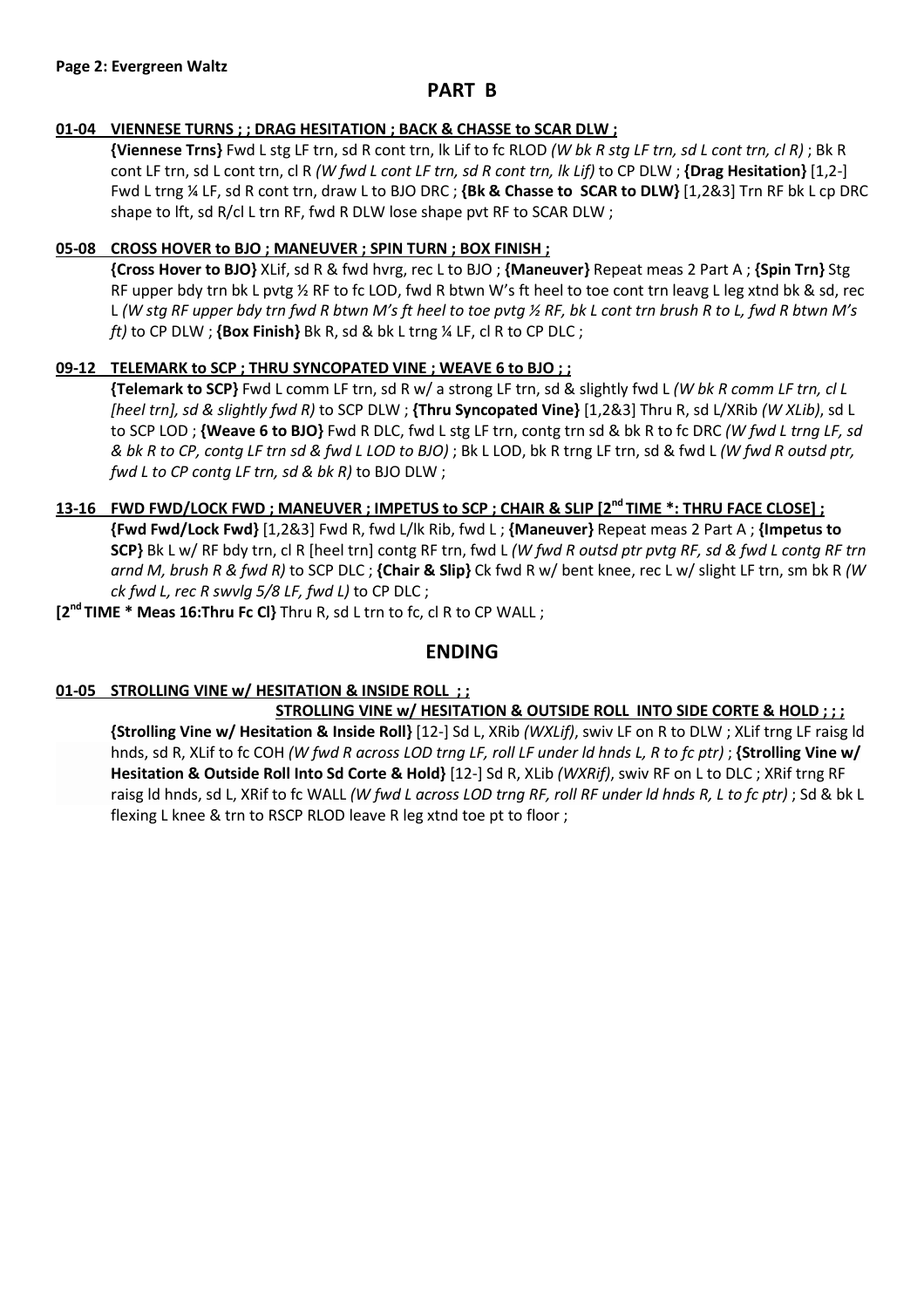**Page 2: Evergreen Waltz**

## PART B

**01-04 VIENNESE TURNS ; ; DRAG HESITATION ; BACK & CHASSE to SCAR DLW ;**

**{Viennese Trns}** Fwd L stg LF trn, sd R cont trn, lk Lif to fc RLOD *(W bk R stg LF trn, sd L cont trn, cl R)* ; Bk R cont LF trn, sd L cont trn, cl R *(W fwd L cont LF trn, sd R cont trn, lk Lif)* to CP DLW ; **{Drag Hesitation}** [1,2-] Fwd L trng ¼ LF, sd R cont trn, draw L to BJO DRC ; **{Bk & Chasse to SCAR to DLW}** [1,2&3] Trn RF bk L cp DRC shape to lft, sd R/cl L trn RF, fwd R DLW lose shape pvt RF to SCAR DLW ;

**05-08 CROSS HOVER to BJO ; MANEUVER ; SPIN TURN ; BOX FINISH ;**

**{Cross Hover to BJO}** XLif, sd R & fwd hvrg, rec L to BJO ; **{Maneuver}** Repeat meas 2 Part A ; **{Spin Trn}** Stg RF upper bdy trn bk L pvtg ½ RF to fc LOD, fwd R btwn W's ft heel to toe cont trn leavg L leg xtnd bk & sd, rec L *(W stg RF upper bdy trn fwd R btwn M's ft heel to toe pvtg ½ RF, bk L cont trn brush R to L, fwd R btwn M's ft)* to CP DLW ; **{Box Finish}** Bk R, sd & bk L trng ¼ LF, cl R to CP DLC ;

**09-12 TELEMARK to SCP ; THRU SYNCOPATED VINE ; WEAVE 6 to BJO ; ;**

**{Telemark to SCP}** Fwd L comm LF trn, sd R w/ a strong LF trn, sd & slightly fwd L *(W bk R comm LF trn, cl L [heel trn], sd & slightly fwd R)* to SCP DLW ; **{Thru Syncopated Vine}** [1,2&3] Thru R, sd L/XRib *(W XLib)*, sd L to SCP LOD ; **{Weave 6 to BJO}** Fwd R DLC, fwd L stg LF trn, contg trn sd & bk R to fc DRC *(W fwd L trng LF, sd & bk R to CP, contg LF trn sd & fwd L LOD to BJO)* ; Bk L LOD, bk R trng LF trn, sd & fwd L *(W fwd R outsd ptr, fwd L to CP contg LF trn, sd & bk R)* to BJO DLW ;

**13-16 FWD FWD/LOCK FWD ; MANEUVER ; IMPETUS to SCP ; CHAIR & SLIP [2nd TIME *: THRU FACE CLOSE] ;**

**{Fwd Fwd/Lock Fwd}** [1,2&3] Fwd R, fwd L/lk Rib, fwd L ; **{Maneuver}** Repeat meas 2 Part A ; **{Impetus to SCP}** Bk L w/ RF bdy trn, cl R [heel trn] contg RF trn, fwd L *(W fwd R outsd ptr pvtg RF, sd & fwd L contg RF trn arnd M, brush R & fwd R)* to SCP DLC ; **{Chair & Slip}** Ck fwd R w/ bent knee, rec L w/ slight LF trn, sm bk R *(W ck fwd L, rec R swvlg 5/8 LF, fwd L)* to CP DLC ;

**[2nd TIME * Meas 16:Thru Fc Cl}** Thru R, sd L trn to fc, cl R to CP WALL ;

## ENDING

**01-05 STROLLING VINE w/ HESITATION & INSIDE ROLL ; ;**
**STROLLING VINE w/ HESITATION & OUTSIDE ROLL INTO SIDE CORTE & HOLD ; ; ;**

**{Strolling Vine w/ Hesitation & Inside Roll}** [12-] Sd L, XRib *(WXLif)*, swiv LF on R to DLW ; XLif trng LF raisg ld hnds, sd R, XLif to fc COH *(W fwd R across LOD trng LF, roll LF under ld hnds L, R to fc ptr)* ; **{Strolling Vine w/ Hesitation & Outside Roll Into Sd Corte & Hold}** [12-] Sd R, XLib *(WXRif)*, swiv RF on L to DLC ; XRif trng RF raisg ld hnds, sd L, XRif to fc WALL *(W fwd L across LOD trng RF, roll RF under ld hnds R, L to fc ptr)* ; Sd & bk L flexing L knee & trn to RSCP RLOD leave R leg xtnd toe pt to floor ;